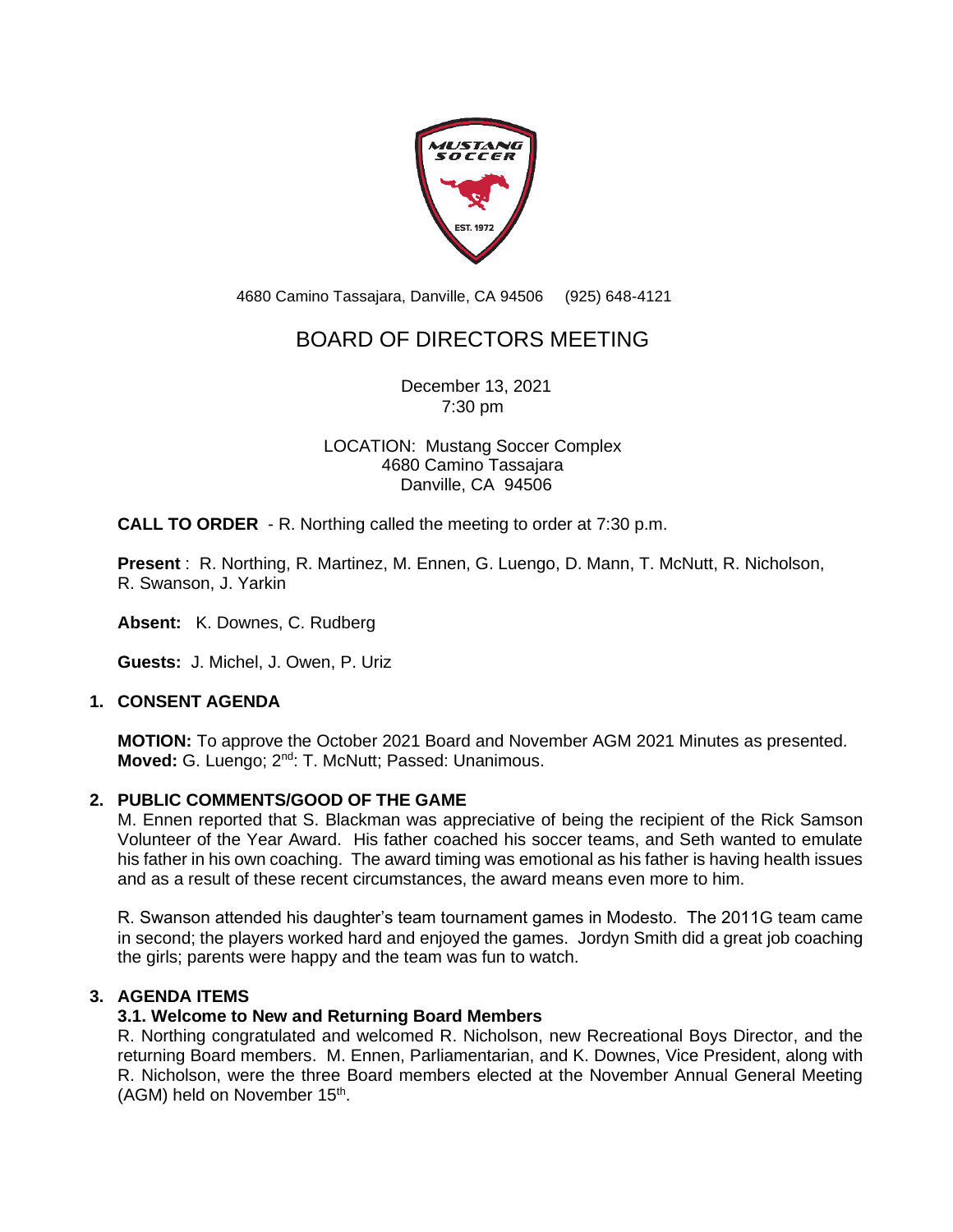4680 Camino Tassajara, Danville, CA 94506 (925) 648-4121

# BOARD OF DIRECTORS MEETING

December 13, 2021
7:30 pm

LOCATION: Mustang Soccer Complex
4680 Camino Tassajara
Danville, CA 94506

**CALL TO ORDER** - R. Northing called the meeting to order at 7:30 p.m.

**Present** : R. Northing, R. Martinez, M. Ennen, G. Luengo, D. Mann, T. McNutt, R. Nicholson, R. Swanson, J. Yarkin

**Absent:** K. Downes, C. Rudberg

**Guests:** J. Michel, J. Owen, P. Uriz

## 1. CONSENT AGENDA

**MOTION:** To approve the October 2021 Board and November AGM 2021 Minutes as presented. **Moved:** G. Luengo; 2nd: T. McNutt; Passed: Unanimous.

## 2. PUBLIC COMMENTS/GOOD OF THE GAME

M. Ennen reported that S. Blackman was appreciative of being the recipient of the Rick Samson Volunteer of the Year Award. His father coached his soccer teams, and Seth wanted to emulate his father in his own coaching. The award timing was emotional as his father is having health issues and as a result of these recent circumstances, the award means even more to him.

R. Swanson attended his daughter's team tournament games in Modesto. The 2011G team came in second; the players worked hard and enjoyed the games. Jordyn Smith did a great job coaching the girls; parents were happy and the team was fun to watch.

## 3. AGENDA ITEMS

### 3.1. Welcome to New and Returning Board Members

R. Northing congratulated and welcomed R. Nicholson, new Recreational Boys Director, and the returning Board members. M. Ennen, Parliamentarian, and K. Downes, Vice President, along with R. Nicholson, were the three Board members elected at the November Annual General Meeting (AGM) held on November 15th.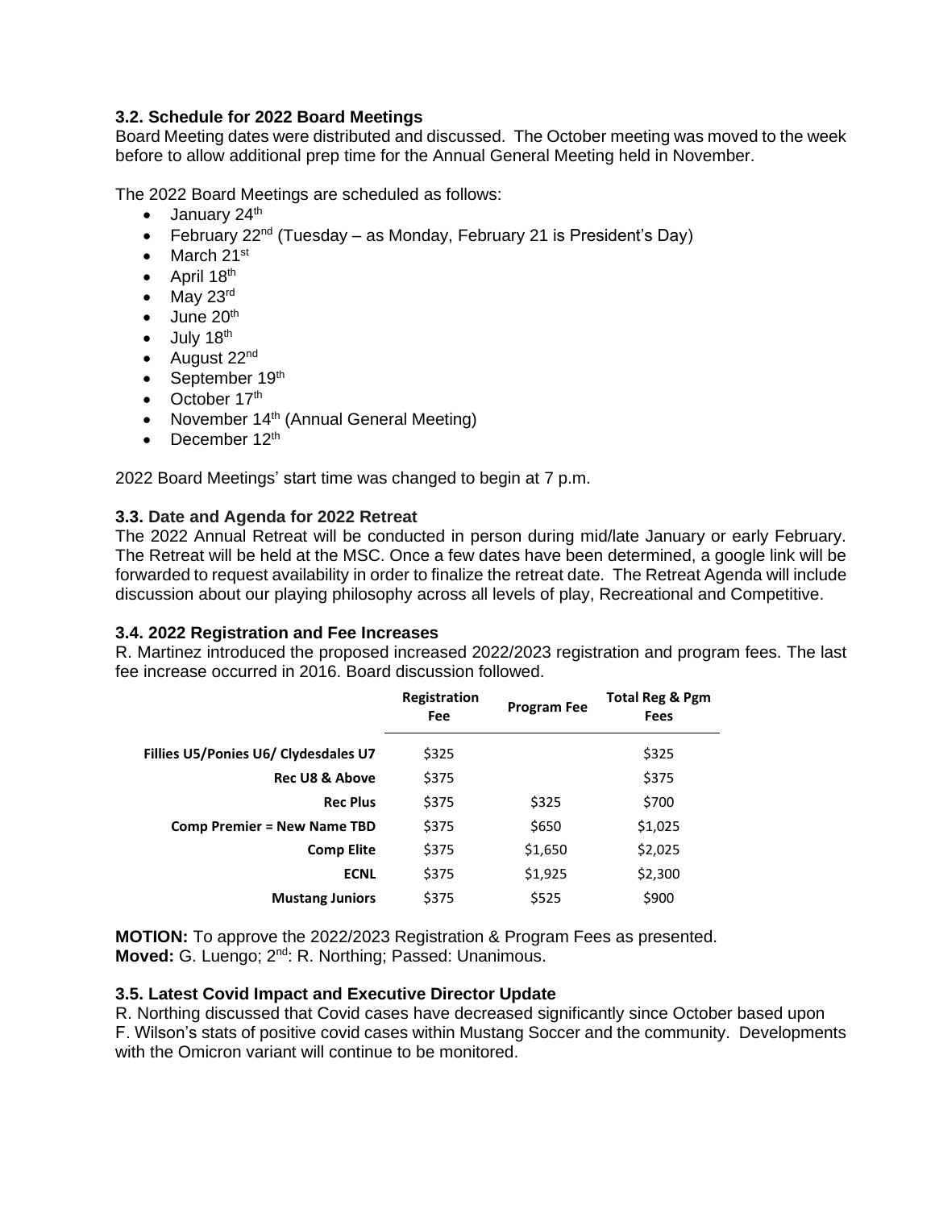### 3.2. Schedule for 2022 Board Meetings

Board Meeting dates were distributed and discussed. The October meeting was moved to the week before to allow additional prep time for the Annual General Meeting held in November.

The 2022 Board Meetings are scheduled as follows:

- January 24th
- February 22nd (Tuesday – as Monday, February 21 is President's Day)
- March 21st
- April 18th
- May 23rd
- June 20th
- July 18th
- August 22nd
- September 19th
- October 17th
- November 14th (Annual General Meeting)
- December 12th

2022 Board Meetings' start time was changed to begin at 7 p.m.

### 3.3. Date and Agenda for 2022 Retreat

The 2022 Annual Retreat will be conducted in person during mid/late January or early February. The Retreat will be held at the MSC. Once a few dates have been determined, a google link will be forwarded to request availability in order to finalize the retreat date. The Retreat Agenda will include discussion about our playing philosophy across all levels of play, Recreational and Competitive.

### 3.4. 2022 Registration and Fee Increases

R. Martinez introduced the proposed increased 2022/2023 registration and program fees. The last fee increase occurred in 2016. Board discussion followed.

| | Registration Fee | Program Fee | Total Reg & Pgm Fees |
|---|---|---|---|
| Fillies U5/Ponies U6/ Clydesdales U7 | $325 | | $325 |
| Rec U8 & Above | $375 | | $375 |
| Rec Plus | $375 | $325 | $700 |
| Comp Premier = New Name TBD | $375 | $650 | $1,025 |
| Comp Elite | $375 | $1,650 | $2,025 |
| ECNL | $375 | $1,925 | $2,300 |
| Mustang Juniors | $375 | $525 | $900 |

**MOTION:** To approve the 2022/2023 Registration & Program Fees as presented.
**Moved:** G. Luengo; 2nd: R. Northing; Passed: Unanimous.

### 3.5. Latest Covid Impact and Executive Director Update

R. Northing discussed that Covid cases have decreased significantly since October based upon F. Wilson's stats of positive covid cases within Mustang Soccer and the community. Developments with the Omicron variant will continue to be monitored.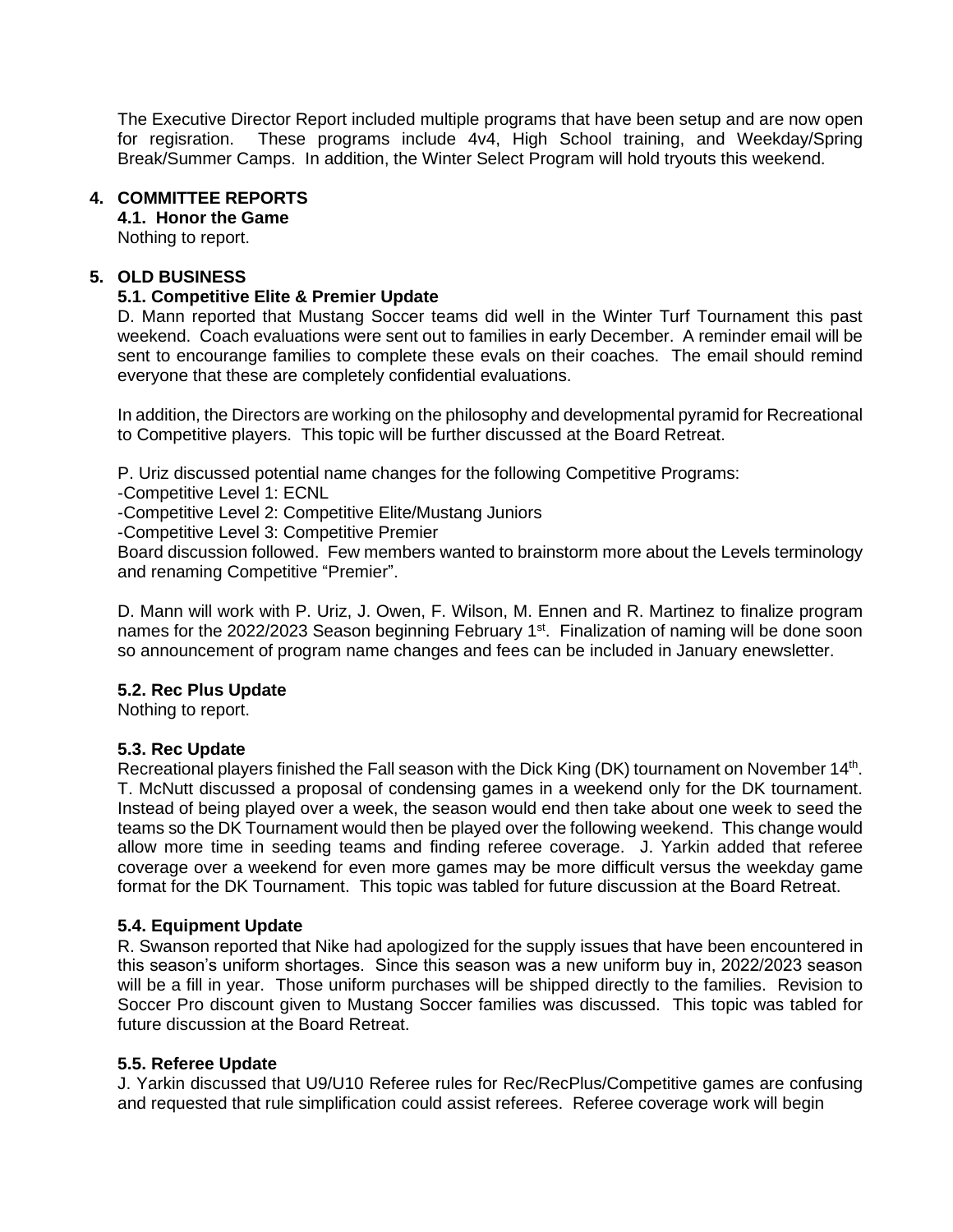The Executive Director Report included multiple programs that have been setup and are now open for regisration. These programs include 4v4, High School training, and Weekday/Spring Break/Summer Camps. In addition, the Winter Select Program will hold tryouts this weekend.

## 4. COMMITTEE REPORTS

### 4.1. Honor the Game

Nothing to report.

## 5. OLD BUSINESS

### 5.1. Competitive Elite & Premier Update

D. Mann reported that Mustang Soccer teams did well in the Winter Turf Tournament this past weekend. Coach evaluations were sent out to families in early December. A reminder email will be sent to encourange families to complete these evals on their coaches. The email should remind everyone that these are completely confidential evaluations.

In addition, the Directors are working on the philosophy and developmental pyramid for Recreational to Competitive players. This topic will be further discussed at the Board Retreat.

P. Uriz discussed potential name changes for the following Competitive Programs:

-Competitive Level 1: ECNL

-Competitive Level 2: Competitive Elite/Mustang Juniors

-Competitive Level 3: Competitive Premier

Board discussion followed. Few members wanted to brainstorm more about the Levels terminology and renaming Competitive "Premier".

D. Mann will work with P. Uriz, J. Owen, F. Wilson, M. Ennen and R. Martinez to finalize program names for the 2022/2023 Season beginning February 1st. Finalization of naming will be done soon so announcement of program name changes and fees can be included in January enewsletter.

### 5.2. Rec Plus Update

Nothing to report.

### 5.3. Rec Update

Recreational players finished the Fall season with the Dick King (DK) tournament on November 14th. T. McNutt discussed a proposal of condensing games in a weekend only for the DK tournament. Instead of being played over a week, the season would end then take about one week to seed the teams so the DK Tournament would then be played over the following weekend. This change would allow more time in seeding teams and finding referee coverage. J. Yarkin added that referee coverage over a weekend for even more games may be more difficult versus the weekday game format for the DK Tournament. This topic was tabled for future discussion at the Board Retreat.

### 5.4. Equipment Update

R. Swanson reported that Nike had apologized for the supply issues that have been encountered in this season's uniform shortages. Since this season was a new uniform buy in, 2022/2023 season will be a fill in year. Those uniform purchases will be shipped directly to the families. Revision to Soccer Pro discount given to Mustang Soccer families was discussed. This topic was tabled for future discussion at the Board Retreat.

### 5.5. Referee Update

J. Yarkin discussed that U9/U10 Referee rules for Rec/RecPlus/Competitive games are confusing and requested that rule simplification could assist referees. Referee coverage work will begin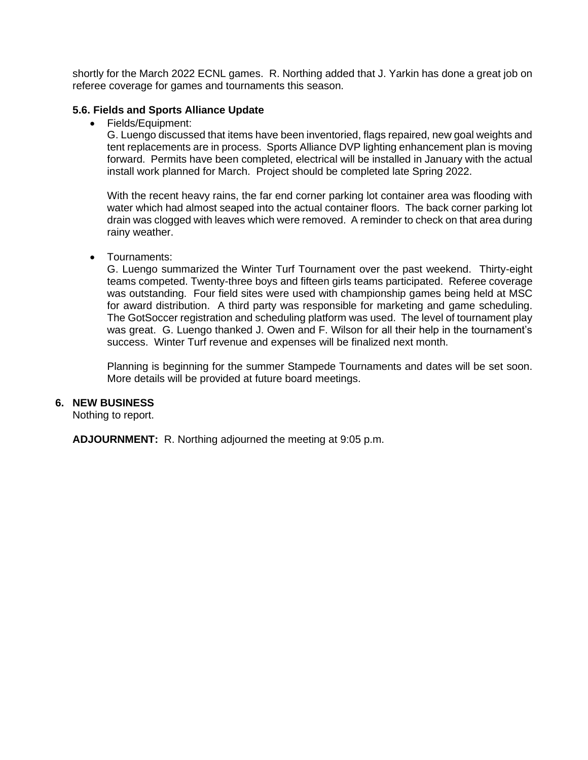shortly for the March 2022 ECNL games. R. Northing added that J. Yarkin has done a great job on referee coverage for games and tournaments this season.

### 5.6. Fields and Sports Alliance Update

- Fields/Equipment:

  G. Luengo discussed that items have been inventoried, flags repaired, new goal weights and tent replacements are in process. Sports Alliance DVP lighting enhancement plan is moving forward. Permits have been completed, electrical will be installed in January with the actual install work planned for March. Project should be completed late Spring 2022.

  With the recent heavy rains, the far end corner parking lot container area was flooding with water which had almost seaped into the actual container floors. The back corner parking lot drain was clogged with leaves which were removed. A reminder to check on that area during rainy weather.

- Tournaments:

  G. Luengo summarized the Winter Turf Tournament over the past weekend. Thirty-eight teams competed. Twenty-three boys and fifteen girls teams participated. Referee coverage was outstanding. Four field sites were used with championship games being held at MSC for award distribution. A third party was responsible for marketing and game scheduling. The GotSoccer registration and scheduling platform was used. The level of tournament play was great. G. Luengo thanked J. Owen and F. Wilson for all their help in the tournament's success. Winter Turf revenue and expenses will be finalized next month.

  Planning is beginning for the summer Stampede Tournaments and dates will be set soon. More details will be provided at future board meetings.

## 6. NEW BUSINESS

Nothing to report.

**ADJOURNMENT:** R. Northing adjourned the meeting at 9:05 p.m.